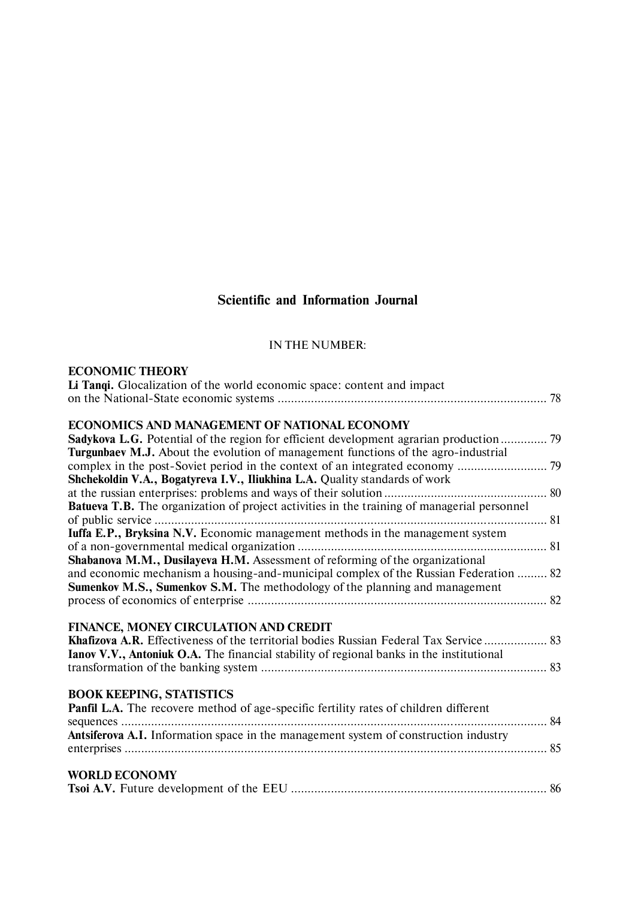# Scientific and Information Journal

IN THE NUMBER:

## ECONOMIC THEORY

**Li Tanqi.** Glocalization of the world economic space: content and impact on the National-State economic systems ................................................................................. 78

## ECONOMICS AND MANAGEMENT OF NATIONAL ECONOMY

**Sadykova L.G.** Potential of the region for efficient development agrarian production .............. 79

**Turgunbaev M.J.** About the evolution of management functions of the agro-industrial complex in the post-Soviet period in the context of an integrated economy ........................... 79

**Shchekoldin V.A., Bogatyreva I.V., Iliukhina L.A.** Quality standards of work at the russian enterprises: problems and ways of their solution ................................................. 80

**Batueva T.B.** The organization of project activities in the training of managerial personnel of public service ....................................................................................................................... 81

**Iuffa E.P., Bryksina N.V.** Economic management methods in the management system of a non-governmental medical organization ........................................................................... 81

**Shabanova M.M., Dusilayeva H.M.** Assessment of reforming of the organizational and economic mechanism a housing-and-municipal complex of the Russian Federation ......... 82

**Sumenkov M.S., Sumenkov S.M.** The methodology of the planning and management process of economics of enterprise .......................................................................................... 82

## FINANCE, MONEY CIRCULATION AND CREDIT

**Khafizova A.R.** Effectiveness of the territorial bodies Russian Federal Tax Service ................... 83

**Ianov V.V., Antoniuk O.A.** The financial stability of regional banks in the institutional transformation of the banking system ...................................................................................... 83

## BOOK KEEPING, STATISTICS

**Panfil L.A.** The recovere method of age-specific fertility rates of children different sequences ................................................................................................................................ 84

**Antsiferova A.I.** Information space in the management system of construction industry enterprises ................................................................................................................................ 85

## WORLD ECONOMY

**Tsoi A.V.** Future development of the EEU ............................................................................. 86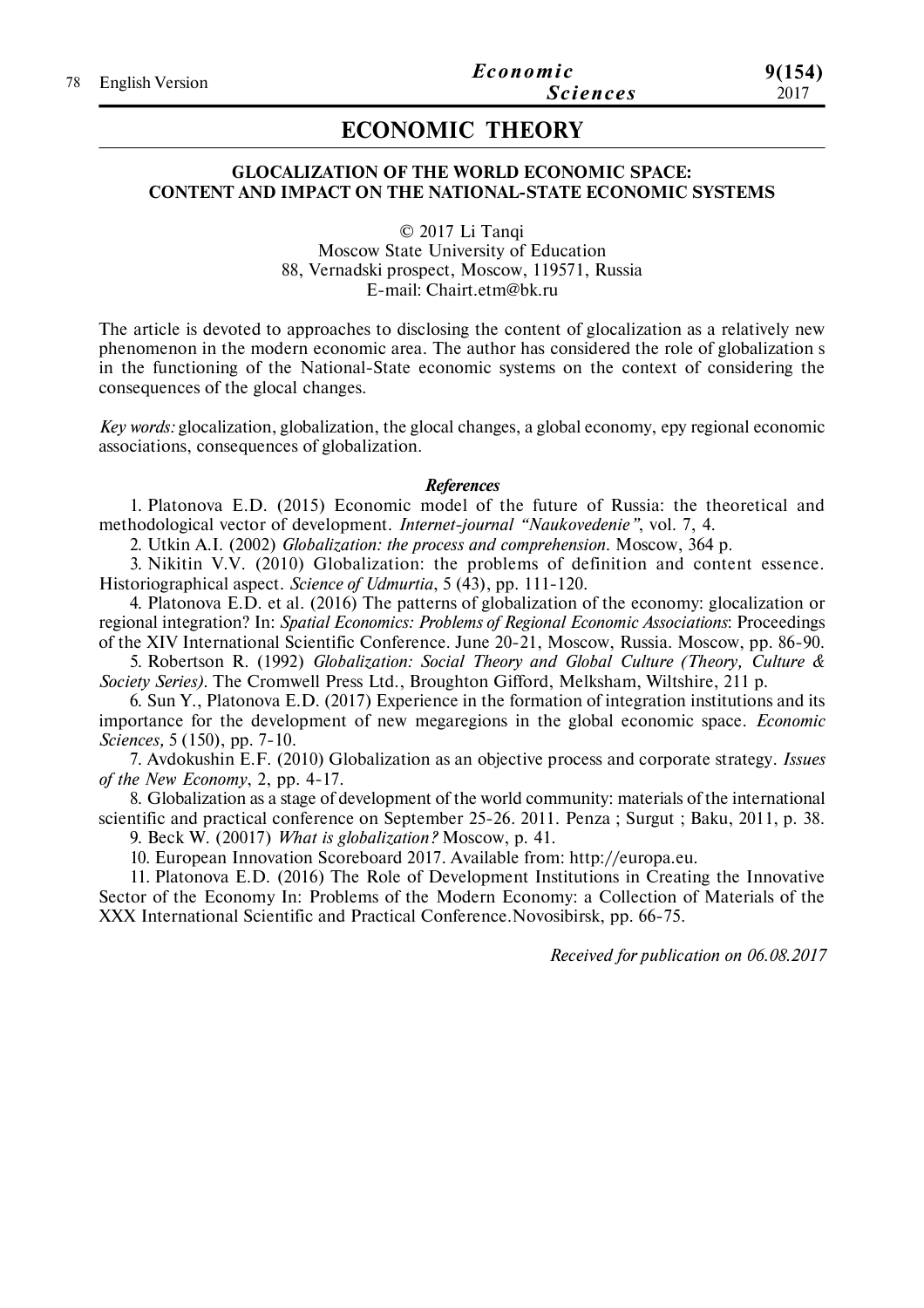# ECONOMIC THEORY

## GLOCALIZATION OF THE WORLD ECONOMIC SPACE: CONTENT AND IMPACT ON THE NATIONAL-STATE ECONOMIC SYSTEMS

© 2017 Li Tanqi
Moscow State University of Education
88, Vernadski prospect, Moscow, 119571, Russia
E-mail: Chairt.etm@bk.ru

The article is devoted to approaches to disclosing the content of glocalization as a relatively new phenomenon in the modern economic area. The author has considered the role of globalization s in the functioning of the National-State economic systems on the context of considering the consequences of the glocal changes.

*Key words:* glocalization, globalization, the glocal changes, a global economy, epy regional economic associations, consequences of globalization.

### *References*

1. Platonova E.D. (2015) Economic model of the future of Russia: the theoretical and methodological vector of development. *Internet-journal "Naukovedenie"*, vol. 7, 4.
2. Utkin A.I. (2002) *Globalization: the process and comprehension*. Moscow, 364 p.
3. Nikitin V.V. (2010) Globalization: the problems of definition and content essence. Historiographical aspect. *Science of Udmurtia*, 5 (43), pp. 111-120.
4. Platonova E.D. et al. (2016) The patterns of globalization of the economy: glocalization or regional integration? In: *Spatial Economics: Problems of Regional Economic Associations*: Proceedings of the XIV International Scientific Conference. June 20-21, Moscow, Russia. Moscow, pp. 86-90.
5. Robertson R. (1992) *Globalization: Social Theory and Global Culture (Theory, Culture & Society Series)*. The Cromwell Press Ltd., Broughton Gifford, Melksham, Wiltshire, 211 p.
6. Sun Y., Platonova E.D. (2017) Experience in the formation of integration institutions and its importance for the development of new megaregions in the global economic space. *Economic Sciences,* 5 (150), pp. 7-10.
7. Avdokushin E.F. (2010) Globalization as an objective process and corporate strategy. *Issues of the New Economy*, 2, pp. 4-17.
8. Globalization as a stage of development of the world community: materials of the international scientific and practical conference on September 25-26. 2011. Penza ; Surgut ; Baku, 2011, p. 38.
9. Beck W. (20017) *What is globalization?* Moscow, p. 41.
10. European Innovation Scoreboard 2017. Available from: http://europa.eu.
11. Platonova E.D. (2016) The Role of Development Institutions in Creating the Innovative Sector of the Economy In: Problems of the Modern Economy: a Collection of Materials of the XXX International Scientific and Practical Conference.Novosibirsk, pp. 66-75.

*Received for publication on 06.08.2017*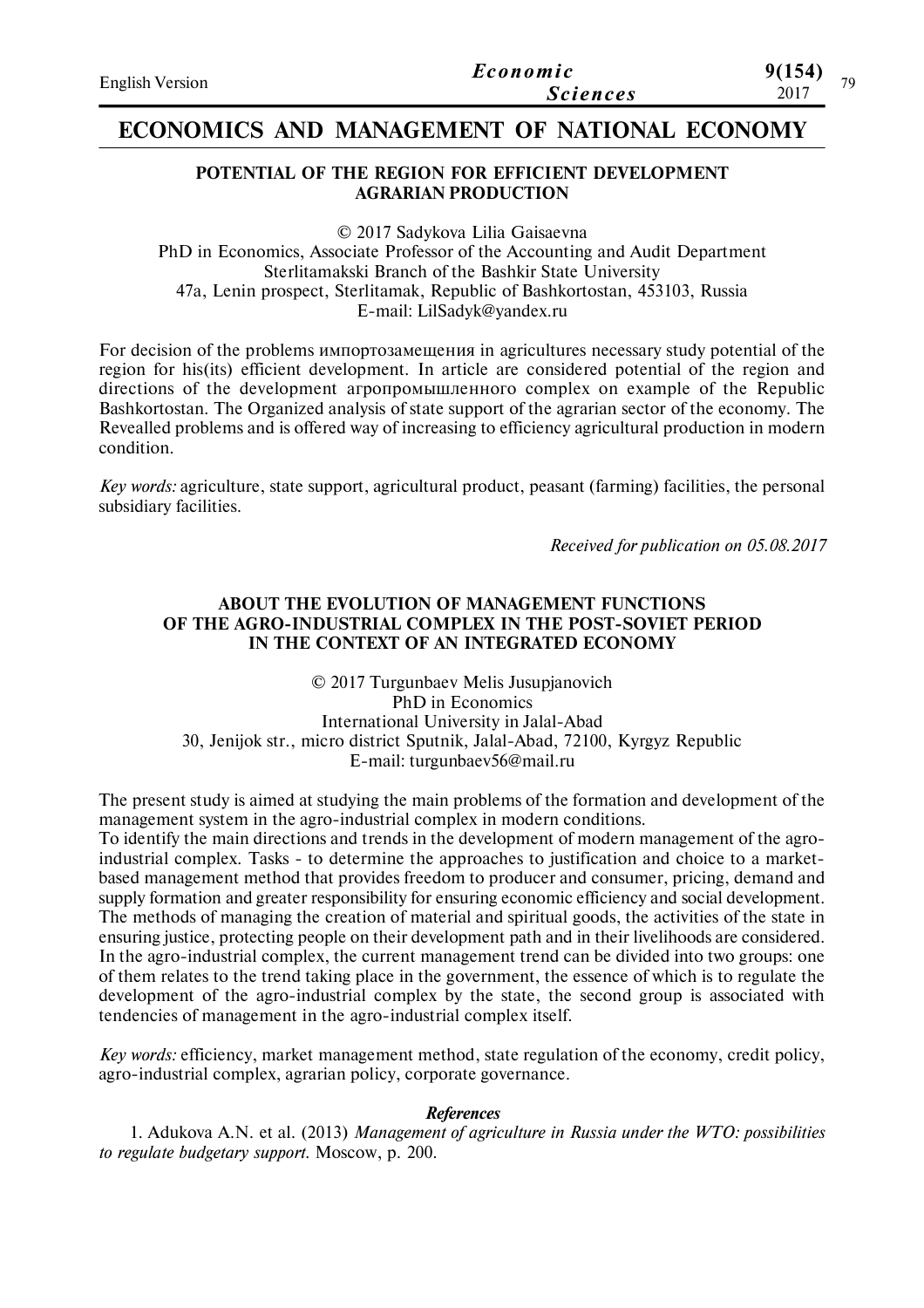# ECONOMICS AND MANAGEMENT OF NATIONAL ECONOMY

## POTENTIAL OF THE REGION FOR EFFICIENT DEVELOPMENT AGRARIAN PRODUCTION

© 2017 Sadykova Lilia Gaisaevna
PhD in Economics, Associate Professor of the Accounting and Audit Department
Sterlitamakski Branch of the Bashkir State University
47a, Lenin prospect, Sterlitamak, Republic of Bashkortostan, 453103, Russia
E-mail: LilSadyk@yandex.ru

For decision of the problems импортозамещения in agricultures necessary study potential of the region for his(its) efficient development. In article are considered potential of the region and directions of the development агропромышленного complex on example of the Republic Bashkortostan. The Organized analysis of state support of the agrarian sector of the economy. The Revealled problems and is offered way of increasing to efficiency agricultural production in modern condition.

*Key words:* agriculture, state support, agricultural product, peasant (farming) facilities, the personal subsidiary facilities.

*Received for publication on 05.08.2017*

## ABOUT THE EVOLUTION OF MANAGEMENT FUNCTIONS OF THE AGRO-INDUSTRIAL COMPLEX IN THE POST-SOVIET PERIOD IN THE CONTEXT OF AN INTEGRATED ECONOMY

© 2017 Turgunbaev Melis Jusupjanovich
PhD in Economics
International University in Jalal-Abad
30, Jenijok str., micro district Sputnik, Jalal-Abad, 72100, Kyrgyz Republic
E-mail: turgunbaev56@mail.ru

The present study is aimed at studying the main problems of the formation and development of the management system in the agro-industrial complex in modern conditions.
To identify the main directions and trends in the development of modern management of the agro-industrial complex. Tasks - to determine the approaches to justification and choice to a market-based management method that provides freedom to producer and consumer, pricing, demand and supply formation and greater responsibility for ensuring economic efficiency and social development. The methods of managing the creation of material and spiritual goods, the activities of the state in ensuring justice, protecting people on their development path and in their livelihoods are considered. In the agro-industrial complex, the current management trend can be divided into two groups: one of them relates to the trend taking place in the government, the essence of which is to regulate the development of the agro-industrial complex by the state, the second group is associated with tendencies of management in the agro-industrial complex itself.

*Key words:* efficiency, market management method, state regulation of the economy, credit policy, agro-industrial complex, agrarian policy, corporate governance.

### *References*

1. Adukova A.N. et al. (2013) *Management of agriculture in Russia under the WTO: possibilities to regulate budgetary support.* Moscow, p. 200.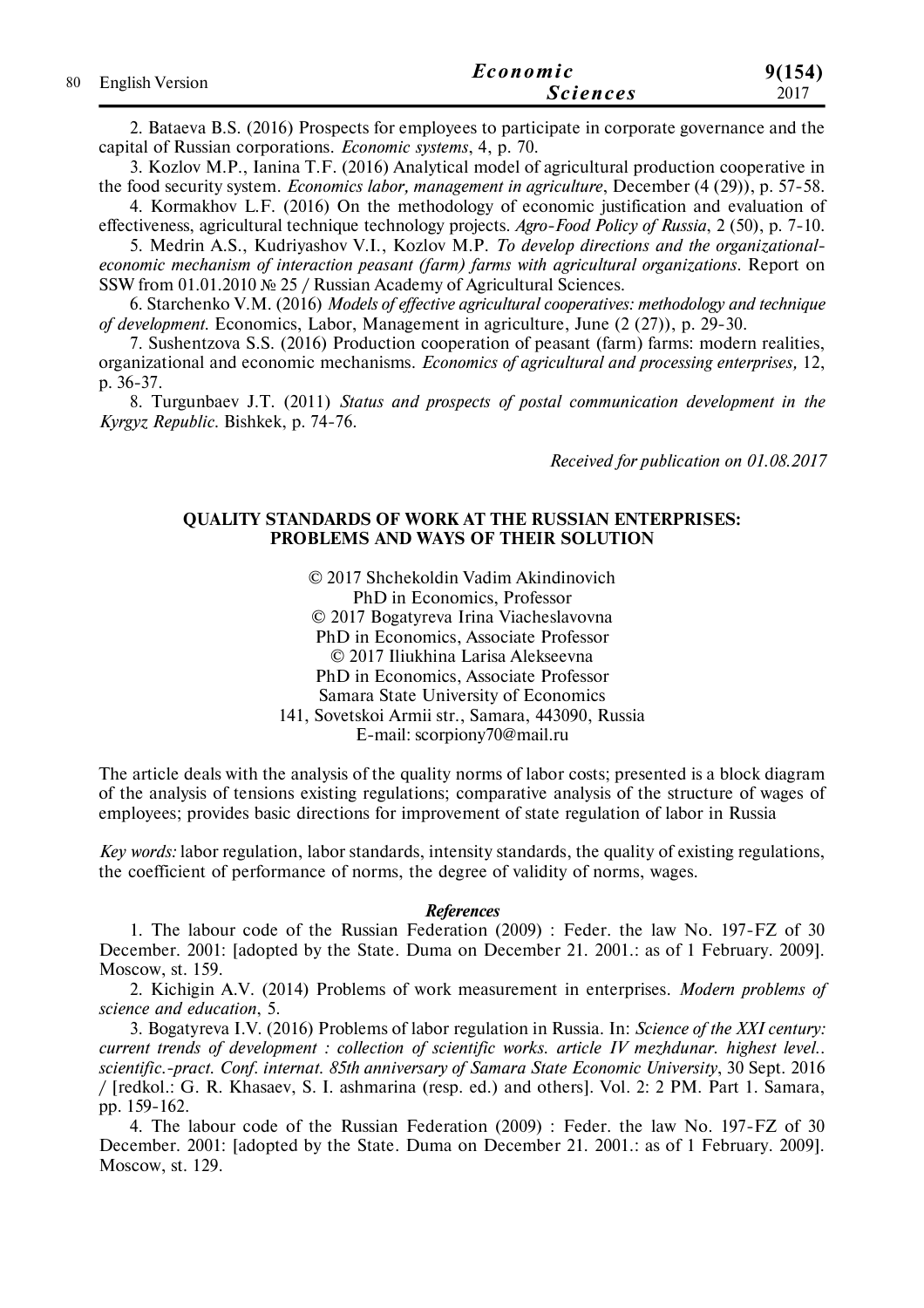2. Bataeva B.S. (2016) Prospects for employees to participate in corporate governance and the capital of Russian corporations. *Economic systems*, 4, p. 70.

3. Kozlov M.P., Ianina T.F. (2016) Analytical model of agricultural production cooperative in the food security system. *Economics labor, management in agriculture*, December (4 (29)), p. 57-58.

4. Kormakhov L.F. (2016) On the methodology of economic justification and evaluation of effectiveness, agricultural technique technology projects. *Agro-Food Policy of Russia*, 2 (50), p. 7-10.

5. Medrin A.S., Kudriyashov V.I., Kozlov M.P. *To develop directions and the organizational-economic mechanism of interaction peasant (farm) farms with agricultural organizations*. Report on SSW from 01.01.2010 № 25 / Russian Academy of Agricultural Sciences.

6. Starchenko V.M. (2016) *Models of effective agricultural cooperatives: methodology and technique of development*. Economics, Labor, Management in agriculture, June (2 (27)), p. 29-30.

7. Sushentzova S.S. (2016) Production cooperation of peasant (farm) farms: modern realities, organizational and economic mechanisms. *Economics of agricultural and processing enterprises,* 12, p. 36-37.

8. Turgunbaev J.T. (2011) *Status and prospects of postal communication development in the Kyrgyz Republic*. Bishkek, p. 74-76.

*Received for publication on 01.08.2017*

## QUALITY STANDARDS OF WORK AT THE RUSSIAN ENTERPRISES: PROBLEMS AND WAYS OF THEIR SOLUTION

© 2017 Shchekoldin Vadim Akindinovich
PhD in Economics, Professor
© 2017 Bogatyreva Irina Viacheslavovna
PhD in Economics, Associate Professor
© 2017 Iliukhina Larisa Alekseevna
PhD in Economics, Associate Professor
Samara State University of Economics
141, Sovetskoi Armii str., Samara, 443090, Russia
E-mail: scorpiony70@mail.ru

The article deals with the analysis of the quality norms of labor costs; presented is a block diagram of the analysis of tensions existing regulations; comparative analysis of the structure of wages of employees; provides basic directions for improvement of state regulation of labor in Russia

*Key words:* labor regulation, labor standards, intensity standards, the quality of existing regulations, the coefficient of performance of norms, the degree of validity of norms, wages.

### *References*

1. The labour code of the Russian Federation (2009) : Feder. the law No. 197-FZ of 30 December. 2001: [adopted by the State. Duma on December 21. 2001.: as of 1 February. 2009]. Moscow, st. 159.

2. Kichigin A.V. (2014) Problems of work measurement in enterprises. *Modern problems of science and education*, 5.

3. Bogatyreva I.V. (2016) Problems of labor regulation in Russia. In: *Science of the XXI century: current trends of development : collection of scientific works. article IV mezhdunar. highest level.. scientific.-pract. Conf. internat. 85th anniversary of Samara State Economic University*, 30 Sept. 2016 / [redkol.: G. R. Khasaev, S. I. ashmarina (resp. ed.) and others]. Vol. 2: 2 PM. Part 1. Samara, pp. 159-162.

4. The labour code of the Russian Federation (2009) : Feder. the law No. 197-FZ of 30 December. 2001: [adopted by the State. Duma on December 21. 2001.: as of 1 February. 2009]. Moscow, st. 129.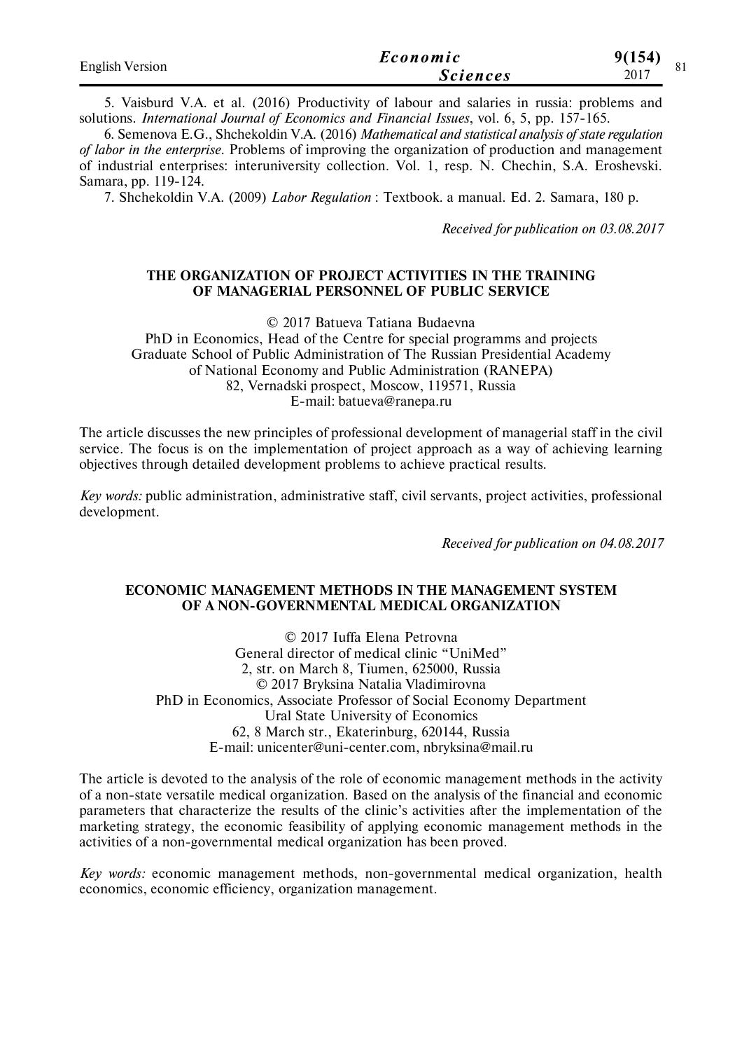5. Vaisburd V.A. et al. (2016) Productivity of labour and salaries in russia: problems and solutions. *International Journal of Economics and Financial Issues*, vol. 6, 5, pp. 157-165.

6. Semenova E.G., Shchekoldin V.A. (2016) *Mathematical and statistical analysis of state regulation of labor in the enterprise*. Problems of improving the organization of production and management of industrial enterprises: interuniversity collection. Vol. 1, resp. N. Chechin, S.A. Eroshevski. Samara, pp. 119-124.

7. Shchekoldin V.A. (2009) *Labor Regulation* : Textbook. a manual. Ed. 2. Samara, 180 p.

*Received for publication on 03.08.2017*

## THE ORGANIZATION OF PROJECT ACTIVITIES IN THE TRAINING OF MANAGERIAL PERSONNEL OF PUBLIC SERVICE

© 2017 Batueva Tatiana Budaevna
PhD in Economics, Head of the Centre for special programms and projects
Graduate School of Public Administration of The Russian Presidential Academy of National Economy and Public Administration (RANEPA)
82, Vernadski prospect, Moscow, 119571, Russia
E-mail: batueva@ranepa.ru

The article discusses the new principles of professional development of managerial staff in the civil service. The focus is on the implementation of project approach as a way of achieving learning objectives through detailed development problems to achieve practical results.

*Key words:* public administration, administrative staff, civil servants, project activities, professional development.

*Received for publication on 04.08.2017*

## ECONOMIC MANAGEMENT METHODS IN THE MANAGEMENT SYSTEM OF A NON-GOVERNMENTAL MEDICAL ORGANIZATION

© 2017 Iuffa Elena Petrovna
General director of medical clinic "UniMed"
2, str. on March 8, Tiumen, 625000, Russia
© 2017 Bryksina Natalia Vladimirovna
PhD in Economics, Associate Professor of Social Economy Department
Ural State University of Economics
62, 8 March str., Ekaterinburg, 620144, Russia
E-mail: unicenter@uni-center.com, nbryksina@mail.ru

The article is devoted to the analysis of the role of economic management methods in the activity of a non-state versatile medical organization. Based on the analysis of the financial and economic parameters that characterize the results of the clinic's activities after the implementation of the marketing strategy, the economic feasibility of applying economic management methods in the activities of a non-governmental medical organization has been proved.

*Key words:* economic management methods, non-governmental medical organization, health economics, economic efficiency, organization management.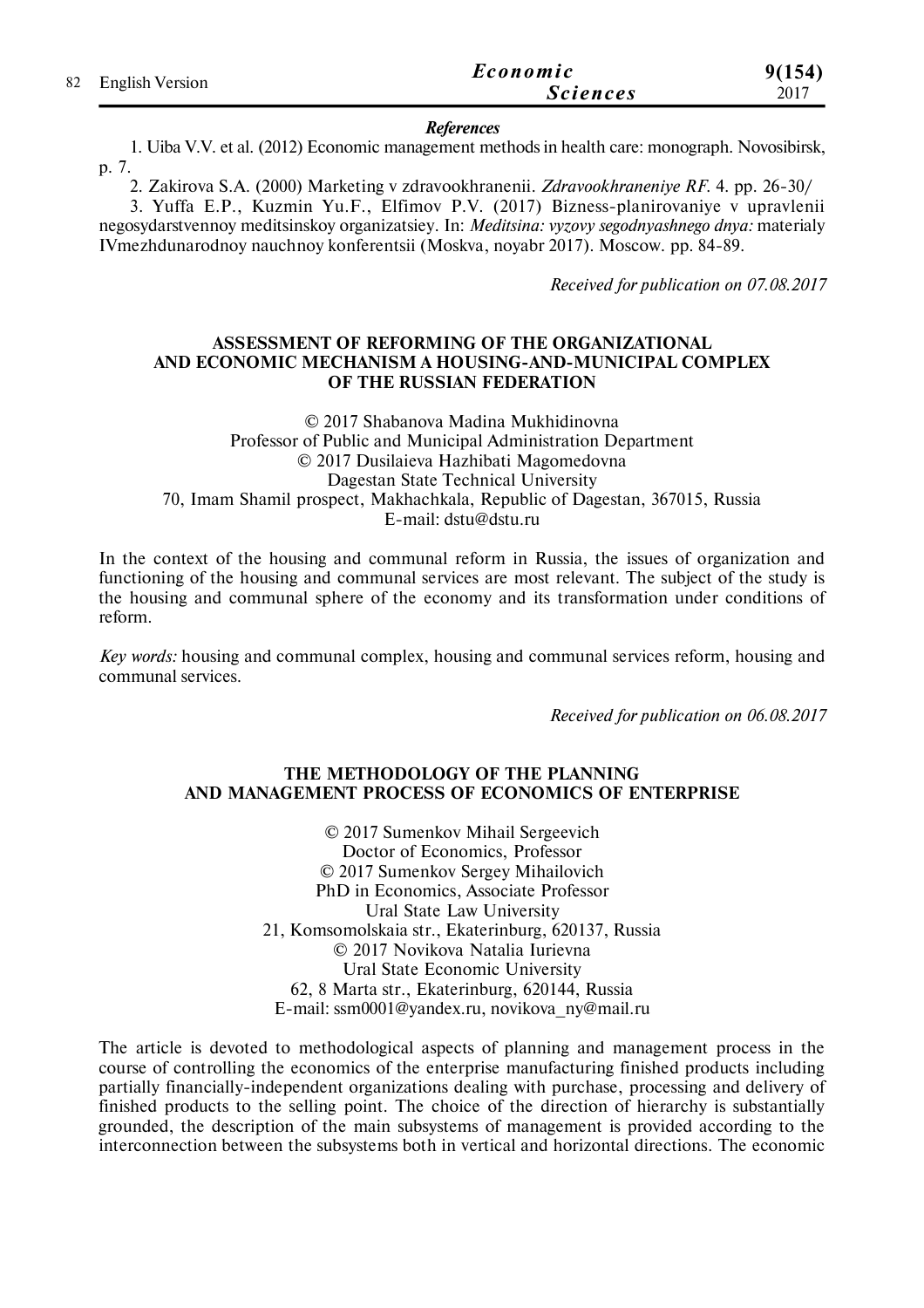### *References*

1. Uiba V.V. et al. (2012) Economic management methods in health care: monograph. Novosibirsk, p. 7.

2. Zakirova S.A. (2000) Marketing v zdravookhranenii. *Zdravookhraneniye RF.* 4. pp. 26-30/

3. Yuffa E.P., Kuzmin Yu.F., Elfimov P.V. (2017) Bizness-planirovaniye v upravlenii negosydarstvennoy meditsinskoy organizatsiey. In: *Meditsina: vyzovy segodnyashnego dnya:* materialy IVmezhdunarodnoy nauchnoy konferentsii (Moskva, noyabr 2017). Moscow. pp. 84-89.

*Received for publication on 07.08.2017*

## ASSESSMENT OF REFORMING OF THE ORGANIZATIONAL AND ECONOMIC MECHANISM A HOUSING-AND-MUNICIPAL COMPLEX OF THE RUSSIAN FEDERATION

© 2017 Shabanova Madina Mukhidinovna
Professor of Public and Municipal Administration Department
© 2017 Dusilaieva Hazhibati Magomedovna
Dagestan State Technical University
70, Imam Shamil prospect, Makhachkala, Republic of Dagestan, 367015, Russia
E-mail: dstu@dstu.ru

In the context of the housing and communal reform in Russia, the issues of organization and functioning of the housing and communal services are most relevant. The subject of the study is the housing and communal sphere of the economy and its transformation under conditions of reform.

*Key words:* housing and communal complex, housing and communal services reform, housing and communal services.

*Received for publication on 06.08.2017*

## THE METHODOLOGY OF THE PLANNING AND MANAGEMENT PROCESS OF ECONOMICS OF ENTERPRISE

© 2017 Sumenkov Mihail Sergeevich
Doctor of Economics, Professor
© 2017 Sumenkov Sergey Mihailovich
PhD in Economics, Associate Professor
Ural State Law University
21, Komsomolskaia str., Ekaterinburg, 620137, Russia
© 2017 Novikova Natalia Iurievna
Ural State Economic University
62, 8 Marta str., Ekaterinburg, 620144, Russia
E-mail: ssm0001@yandex.ru, novikova_ny@mail.ru

The article is devoted to methodological aspects of planning and management process in the course of controlling the economics of the enterprise manufacturing finished products including partially financially-independent organizations dealing with purchase, processing and delivery of finished products to the selling point. The choice of the direction of hierarchy is substantially grounded, the description of the main subsystems of management is provided according to the interconnection between the subsystems both in vertical and horizontal directions. The economic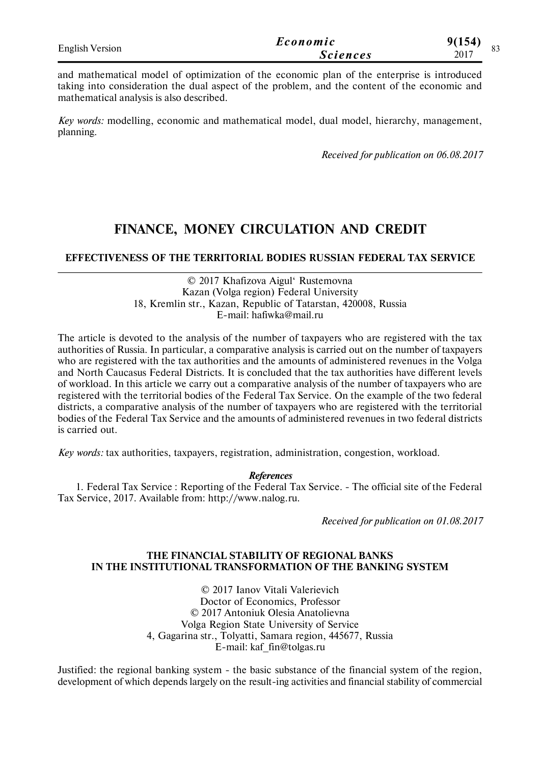and mathematical model of optimization of the economic plan of the enterprise is introduced taking into consideration the dual aspect of the problem, and the content of the economic and mathematical analysis is also described.

*Key words:* modelling, economic and mathematical model, dual model, hierarchy, management, planning.

*Received for publication on 06.08.2017*

# FINANCE, MONEY CIRCULATION AND CREDIT

## EFFECTIVENESS OF THE TERRITORIAL BODIES RUSSIAN FEDERAL TAX SERVICE

© 2017 Khafizova Aigul‘ Rustemovna
Kazan (Volga region) Federal University
18, Kremlin str., Kazan, Republic of Tatarstan, 420008, Russia
E-mail: hafiwka@mail.ru

The article is devoted to the analysis of the number of taxpayers who are registered with the tax authorities of Russia. In particular, a comparative analysis is carried out on the number of taxpayers who are registered with the tax authorities and the amounts of administered revenues in the Volga and North Caucasus Federal Districts. It is concluded that the tax authorities have different levels of workload. In this article we carry out a comparative analysis of the number of taxpayers who are registered with the territorial bodies of the Federal Tax Service. On the example of the two federal districts, a comparative analysis of the number of taxpayers who are registered with the territorial bodies of the Federal Tax Service and the amounts of administered revenues in two federal districts is carried out.

*Key words:* tax authorities, taxpayers, registration, administration, congestion, workload.

***References***

1. Federal Tax Service : Reporting of the Federal Tax Service. - The official site of the Federal Tax Service, 2017. Available from: http://www.nalog.ru.

*Received for publication on 01.08.2017*

## THE FINANCIAL STABILITY OF REGIONAL BANKS IN THE INSTITUTIONAL TRANSFORMATION OF THE BANKING SYSTEM

© 2017 Ianov Vitali Valerievich
Doctor of Economics, Professor
© 2017 Antoniuk Olesia Anatolievna
Volga Region State University of Service
4, Gagarina str., Tolyatti, Samara region, 445677, Russia
E-mail: kaf_fin@tolgas.ru

Justified: the regional banking system - the basic substance of the financial system of the region, development of which depends largely on the result-ing activities and financial stability of commercial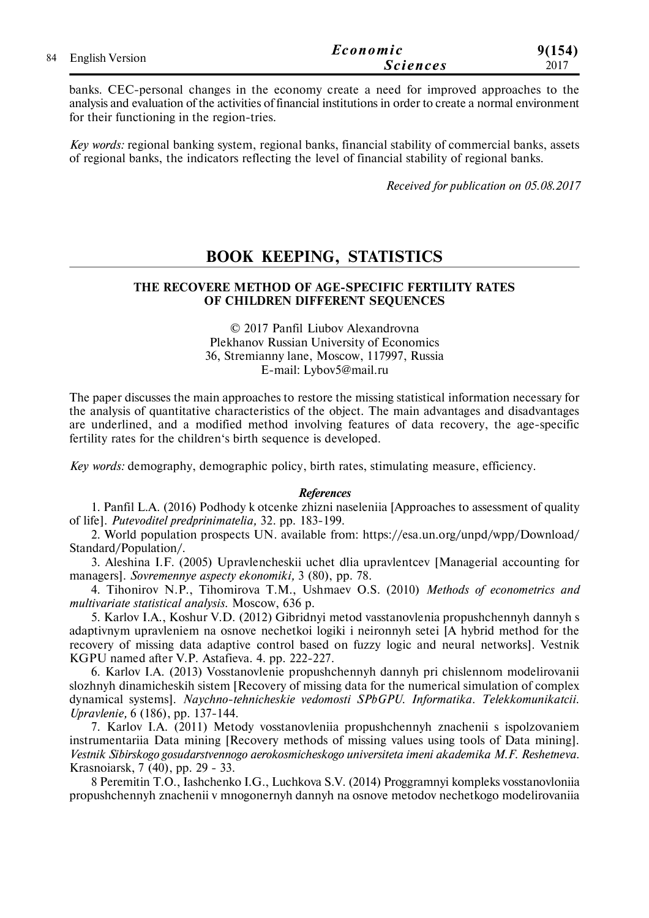banks. CEC-personal changes in the economy create a need for improved approaches to the analysis and evaluation of the activities of financial institutions in order to create a normal environment for their functioning in the region-tries.

*Key words:* regional banking system, regional banks, financial stability of commercial banks, assets of regional banks, the indicators reflecting the level of financial stability of regional banks.

*Received for publication on 05.08.2017*

# BOOK KEEPING, STATISTICS

## THE RECOVERE METHOD OF AGE-SPECIFIC FERTILITY RATES OF CHILDREN DIFFERENT SEQUENCES

© 2017 Panfil Liubov Alexandrovna
Plekhanov Russian University of Economics
36, Stremianny lane, Moscow, 117997, Russia
E-mail: Lybov5@mail.ru

The paper discusses the main approaches to restore the missing statistical information necessary for the analysis of quantitative characteristics of the object. The main advantages and disadvantages are underlined, and a modified method involving features of data recovery, the age-specific fertility rates for the children's birth sequence is developed.

*Key words:* demography, demographic policy, birth rates, stimulating measure, efficiency.

***References***

1. Panfil L.A. (2016) Podhody k otcenke zhizni naseleniia [Approaches to assessment of quality of life]. *Putevoditel predprinimatelia,* 32. pp. 183-199.

2. World population prospects UN. available from: https://esa.un.org/unpd/wpp/Download/Standard/Population/.

3. Aleshina I.F. (2005) Upravlencheskii uchet dlia upravlentcev [Managerial accounting for managers]. *Sovremennye aspecty ekonomiki,* 3 (80), pp. 78.

4. Tihonirov N.P., Tihomirova T.M., Ushmaev O.S. (2010) *Methods of econometrics and multivariate statistical analysis.* Moscow, 636 p.

5. Karlov I.A., Koshur V.D. (2012) Gibridnyi metod vasstanovlenia propushchennyh dannyh s adaptivnym upravleniem na osnove nechetkoi logiki i neironnyh setei [A hybrid method for the recovery of missing data adaptive control based on fuzzy logic and neural networks]. Vestnik KGPU named after V.P. Astafieva. 4. pp. 222-227.

6. Karlov I.A. (2013) Vosstanovlenie propushchennyh dannyh pri chislennom modelirovanii slozhnyh dinamicheskih sistem [Recovery of missing data for the numerical simulation of complex dynamical systems]. *Naychno-tehnicheskie vedomosti SPbGPU. Informatika. Telekkomunikatcii. Upravlenie,* 6 (186), pp. 137-144.

7. Karlov I.A. (2011) Metody vosstanovleniia propushchennyh znachenii s ispolzovaniem instrumentariia Data mining [Recovery methods of missing values using tools of Data mining]. *Vestnik Sibirskogo gosudarstvennogo aerokosmicheskogo universiteta imeni akademika M.F. Reshetneva.* Krasnoiarsk, 7 (40), pp. 29 - 33.

8 Peremitin T.O., Iashchenko I.G., Luchkova S.V. (2014) Proggramnyi kompleks vosstanovloniia propushchennyh znachenii v mnogonernyh dannyh na osnove metodov nechetkogo modelirovaniia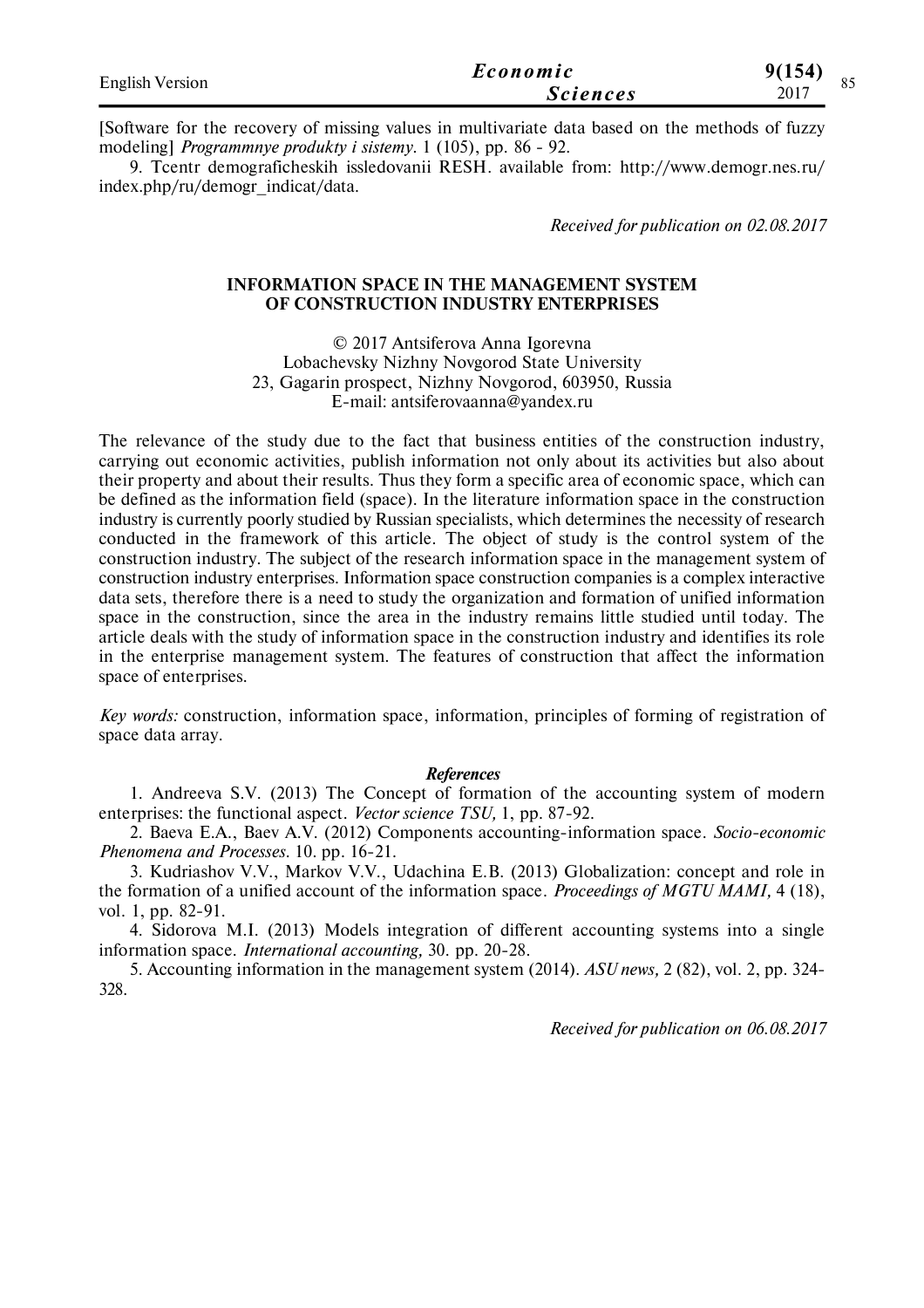[Software for the recovery of missing values in multivariate data based on the methods of fuzzy modeling] *Programmnye produkty i sistemy*. 1 (105), pp. 86 - 92.

9. Tcentr demograficheskih issledovanii RESH. available from: http://www.demogr.nes.ru/index.php/ru/demogr_indicat/data.

*Received for publication on 02.08.2017*

## INFORMATION SPACE IN THE MANAGEMENT SYSTEM OF CONSTRUCTION INDUSTRY ENTERPRISES

© 2017 Antsiferova Anna Igorevna
Lobachevsky Nizhny Novgorod State University
23, Gagarin prospect, Nizhny Novgorod, 603950, Russia
E-mail: antsiferovaanna@yandex.ru

The relevance of the study due to the fact that business entities of the construction industry, carrying out economic activities, publish information not only about its activities but also about their property and about their results. Thus they form a specific area of economic space, which can be defined as the information field (space). In the literature information space in the construction industry is currently poorly studied by Russian specialists, which determines the necessity of research conducted in the framework of this article. The object of study is the control system of the construction industry. The subject of the research information space in the management system of construction industry enterprises. Information space construction companies is a complex interactive data sets, therefore there is a need to study the organization and formation of unified information space in the construction, since the area in the industry remains little studied until today. The article deals with the study of information space in the construction industry and identifies its role in the enterprise management system. The features of construction that affect the information space of enterprises.

*Key words:* construction, information space, information, principles of forming of registration of space data array.

### *References*

1. Andreeva S.V. (2013) The Concept of formation of the accounting system of modern enterprises: the functional aspect. *Vector science TSU,* 1, pp. 87-92.

2. Baeva E.A., Baev A.V. (2012) Components accounting-information space. *Socio-economic Phenomena and Processes*. 10. pp. 16-21.

3. Kudriashov V.V., Markov V.V., Udachina E.B. (2013) Globalization: concept and role in the formation of a unified account of the information space. *Proceedings of MGTU MAMI,* 4 (18), vol. 1, pp. 82-91.

4. Sidorova M.I. (2013) Models integration of different accounting systems into a single information space. *International accounting,* 30. pp. 20-28.

5. Accounting information in the management system (2014). *ASU news,* 2 (82), vol. 2, pp. 324-328.

*Received for publication on 06.08.2017*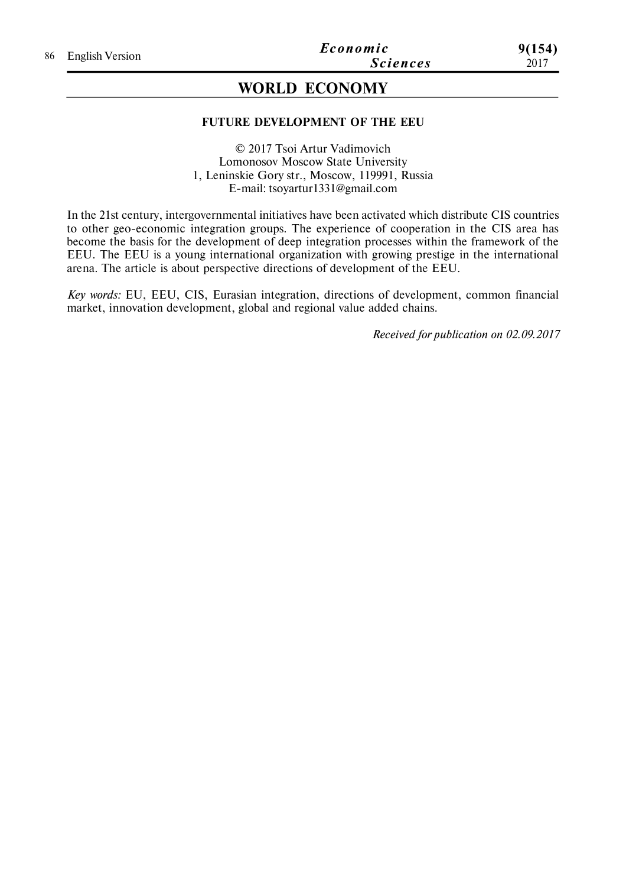## WORLD ECONOMY

### FUTURE DEVELOPMENT OF THE EEU

© 2017 Tsoi Artur Vadimovich
Lomonosov Moscow State University
1, Leninskie Gory str., Moscow, 119991, Russia
E-mail: tsoyartur1331@gmail.com

In the 21st century, intergovernmental initiatives have been activated which distribute CIS countries to other geo-economic integration groups. The experience of cooperation in the CIS area has become the basis for the development of deep integration processes within the framework of the EEU. The EEU is a young international organization with growing prestige in the international arena. The article is about perspective directions of development of the EEU.

*Key words:* EU, EEU, CIS, Eurasian integration, directions of development, common financial market, innovation development, global and regional value added chains.

*Received for publication on 02.09.2017*